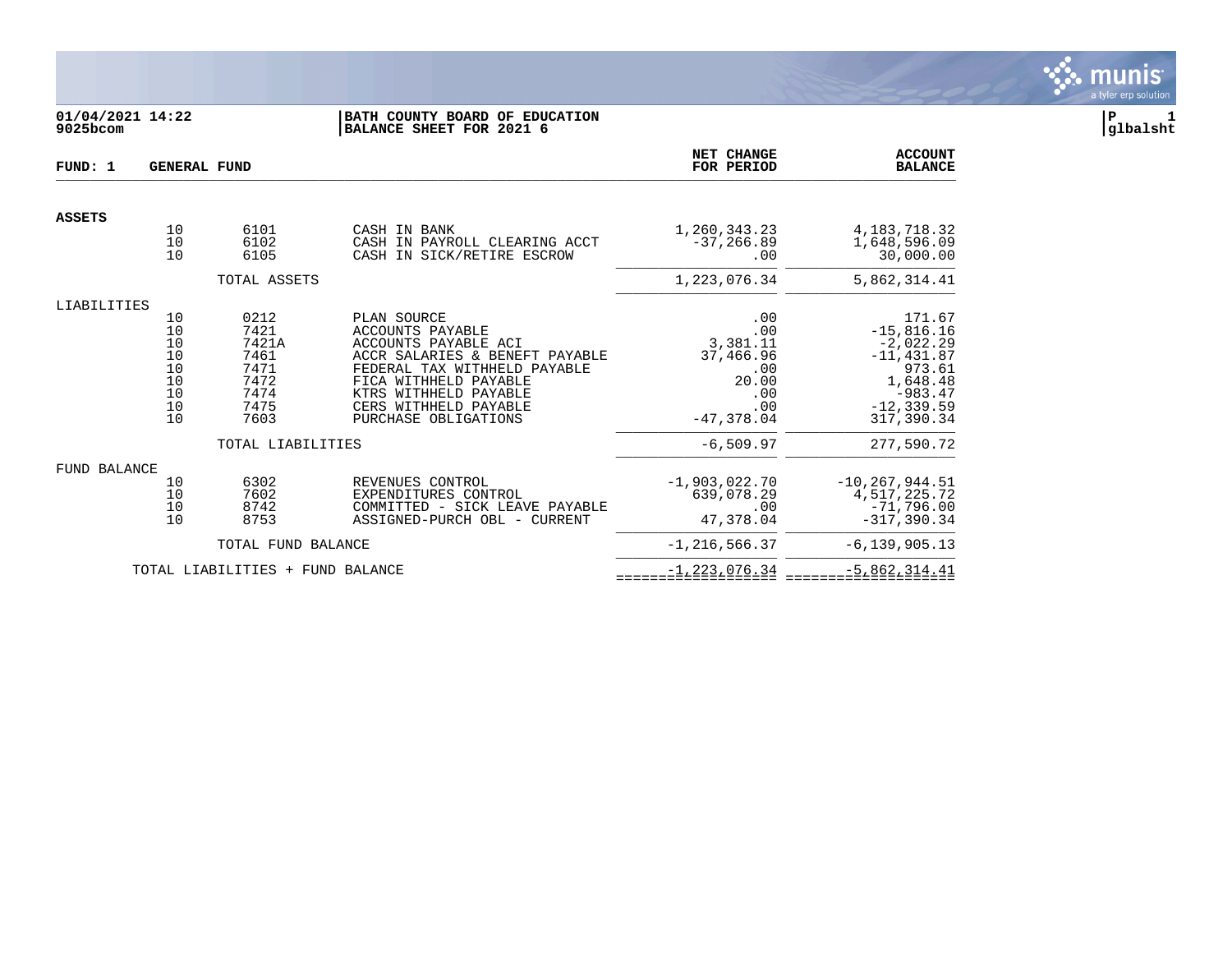**01/04/2021 14:22**
**9025bcom**

**BATH COUNTY BOARD OF EDUCATION**
**BALANCE SHEET FOR 2021 6**

**P 1**
**glbalsht**

| **FUND: 1** | **GENERAL FUND** | | | **NET CHANGE FOR PERIOD** | **ACCOUNT BALANCE** |
|---|---|---|---|---|---|
| **ASSETS** | | | | | |
| | 10 | 6101 | CASH IN BANK | 1,260,343.23 | 4,183,718.32 |
| | 10 | 6102 | CASH IN PAYROLL CLEARING ACCT | -37,266.89 | 1,648,596.09 |
| | 10 | 6105 | CASH IN SICK/RETIRE ESCROW | .00 | 30,000.00 |
| | | TOTAL ASSETS | | 1,223,076.34 | 5,862,314.41 |
| LIABILITIES | | | | | |
| | 10 | 0212 | PLAN SOURCE | .00 | 171.67 |
| | 10 | 7421 | ACCOUNTS PAYABLE | .00 | -15,816.16 |
| | 10 | 7421A | ACCOUNTS PAYABLE ACI | 3,381.11 | -2,022.29 |
| | 10 | 7461 | ACCR SALARIES & BENEFT PAYABLE | 37,466.96 | -11,431.87 |
| | 10 | 7471 | FEDERAL TAX WITHHELD PAYABLE | .00 | 973.61 |
| | 10 | 7472 | FICA WITHHELD PAYABLE | 20.00 | 1,648.48 |
| | 10 | 7474 | KTRS WITHHELD PAYABLE | .00 | -983.47 |
| | 10 | 7475 | CERS WITHHELD PAYABLE | .00 | -12,339.59 |
| | 10 | 7603 | PURCHASE OBLIGATIONS | -47,378.04 | 317,390.34 |
| | | TOTAL LIABILITIES | | -6,509.97 | 277,590.72 |
| FUND BALANCE | | | | | |
| | 10 | 6302 | REVENUES CONTROL | -1,903,022.70 | -10,267,944.51 |
| | 10 | 7602 | EXPENDITURES CONTROL | 639,078.29 | 4,517,225.72 |
| | 10 | 8742 | COMMITTED - SICK LEAVE PAYABLE | .00 | -71,796.00 |
| | 10 | 8753 | ASSIGNED-PURCH OBL - CURRENT | 47,378.04 | -317,390.34 |
| | | TOTAL FUND BALANCE | | -1,216,566.37 | -6,139,905.13 |
| | TOTAL LIABILITIES + FUND BALANCE | | | -1,223,076.34 | -5,862,314.41 |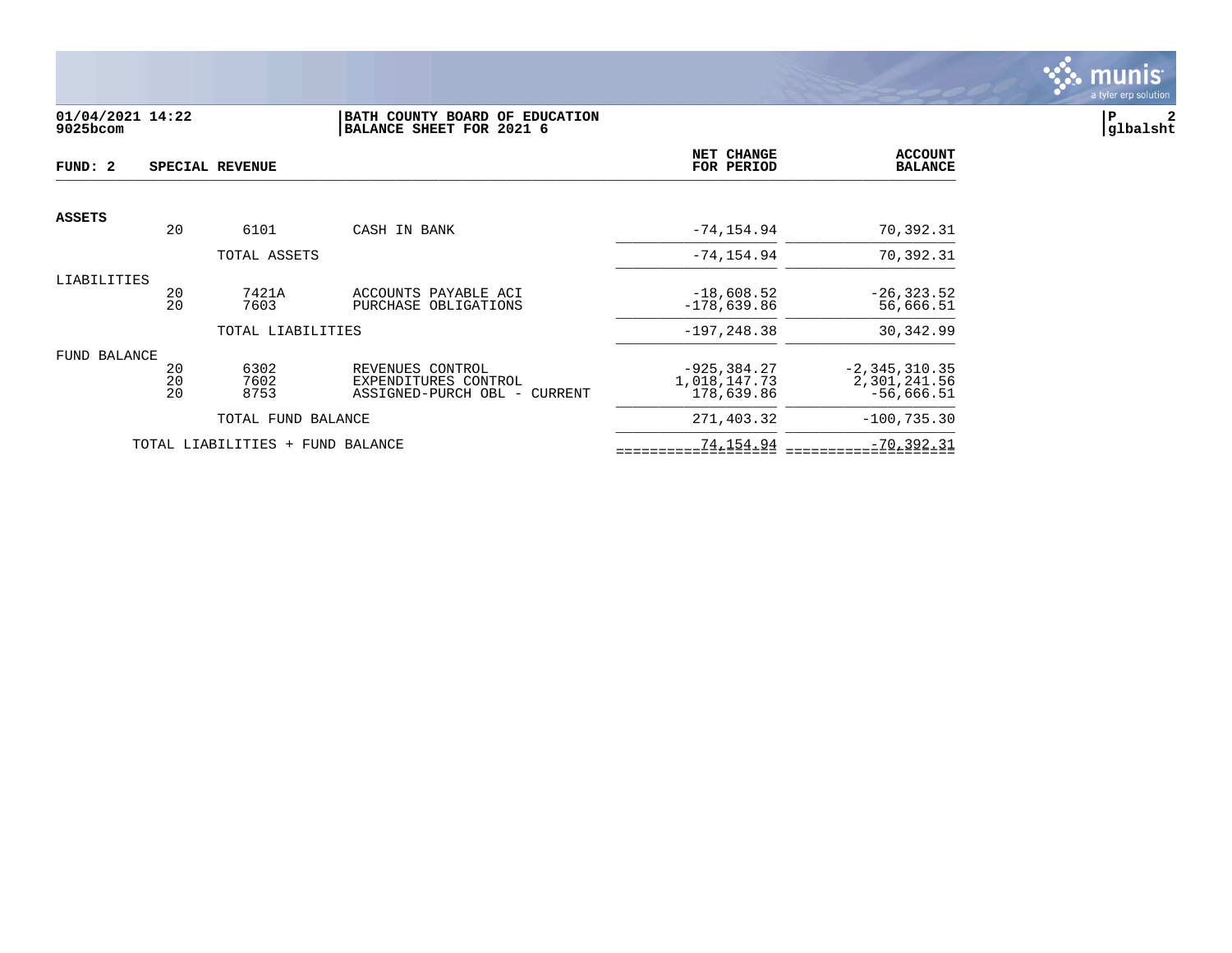**01/04/2021 14:22**
**9025bcom**

**BATH COUNTY BOARD OF EDUCATION**
**BALANCE SHEET FOR 2021 6**

**P 2**
**glbalsht**

**FUND: 2 SPECIAL REVENUE**

| | | | | NET CHANGE FOR PERIOD | ACCOUNT BALANCE |
|---|---|---|---|---|---|
| **ASSETS** | 20 | 6101 | CASH IN BANK | -74,154.94 | 70,392.31 |
| | | TOTAL ASSETS | | -74,154.94 | 70,392.31 |
| LIABILITIES | 20 | 7421A | ACCOUNTS PAYABLE ACI | -18,608.52 | -26,323.52 |
| | 20 | 7603 | PURCHASE OBLIGATIONS | -178,639.86 | 56,666.51 |
| | | TOTAL LIABILITIES | | -197,248.38 | 30,342.99 |
| FUND BALANCE | 20 | 6302 | REVENUES CONTROL | -925,384.27 | -2,345,310.35 |
| | 20 | 7602 | EXPENDITURES CONTROL | 1,018,147.73 | 2,301,241.56 |
| | 20 | 8753 | ASSIGNED-PURCH OBL - CURRENT | 178,639.86 | -56,666.51 |
| | | TOTAL FUND BALANCE | | 271,403.32 | -100,735.30 |
| TOTAL LIABILITIES + FUND BALANCE | | | | 74,154.94 | -70,392.31 |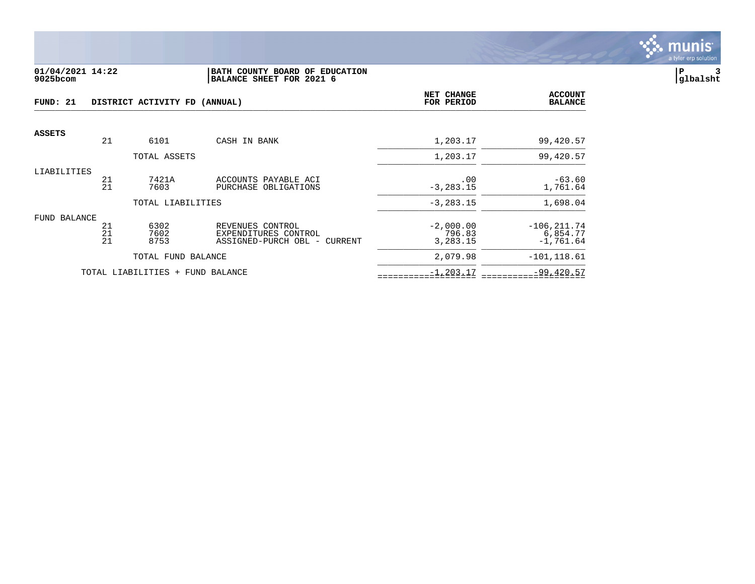**01/04/2021 14:22**
**9025bcom**

**BATH COUNTY BOARD OF EDUCATION**
**BALANCE SHEET FOR 2021 6**

**P 3**
**glbalsht**

| FUND: 21 | DISTRICT ACTIVITY FD (ANNUAL) | | | NET CHANGE FOR PERIOD | ACCOUNT BALANCE |
|---|---|---|---|---|---|
| **ASSETS** | | | | | |
| | 21 | 6101 | CASH IN BANK | 1,203.17 | 99,420.57 |
| | | TOTAL ASSETS | | 1,203.17 | 99,420.57 |
| LIABILITIES | | | | | |
| | 21 | 7421A | ACCOUNTS PAYABLE ACI | .00 | -63.60 |
| | 21 | 7603 | PURCHASE OBLIGATIONS | -3,283.15 | 1,761.64 |
| | | TOTAL LIABILITIES | | -3,283.15 | 1,698.04 |
| FUND BALANCE | | | | | |
| | 21 | 6302 | REVENUES CONTROL | -2,000.00 | -106,211.74 |
| | 21 | 7602 | EXPENDITURES CONTROL | 796.83 | 6,854.77 |
| | 21 | 8753 | ASSIGNED-PURCH OBL - CURRENT | 3,283.15 | -1,761.64 |
| | | TOTAL FUND BALANCE | | 2,079.98 | -101,118.61 |
| | TOTAL LIABILITIES + FUND BALANCE | | | -1,203.17 | -99,420.57 |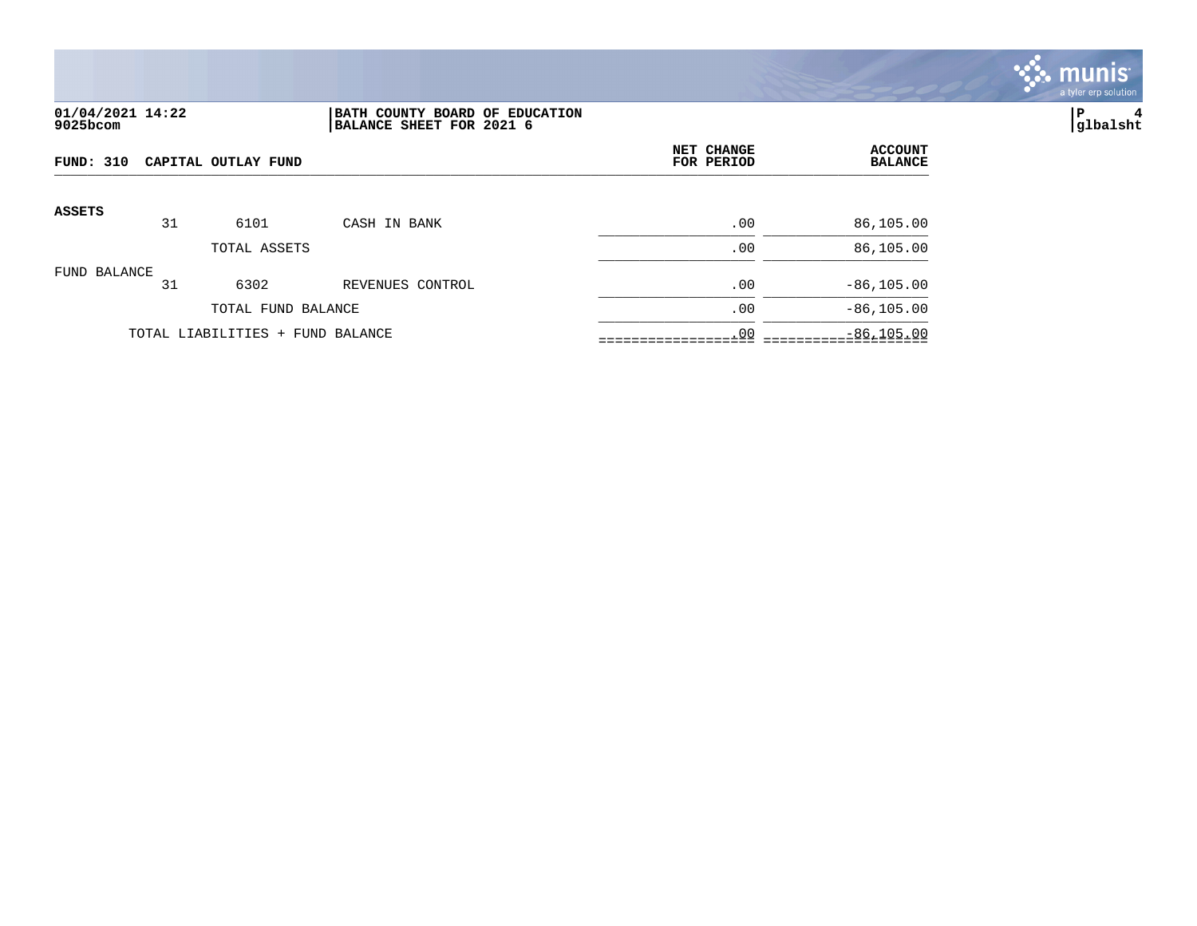01/04/2021 14:22
9025bcom

**BATH COUNTY BOARD OF EDUCATION**
**BALANCE SHEET FOR 2021 6**

P 4
glbalsht

**FUND: 310 CAPITAL OUTLAY FUND**

| | | | | NET CHANGE FOR PERIOD | ACCOUNT BALANCE |
|---|---|---|---|---|---|
| **ASSETS** | | | | | |
| | 31 | 6101 | CASH IN BANK | .00 | 86,105.00 |
| | | TOTAL ASSETS | | .00 | 86,105.00 |
| FUND BALANCE | | | | | |
| | 31 | 6302 | REVENUES CONTROL | .00 | -86,105.00 |
| | | TOTAL FUND BALANCE | | .00 | -86,105.00 |
| | TOTAL LIABILITIES + FUND BALANCE | | | .00 | -86,105.00 |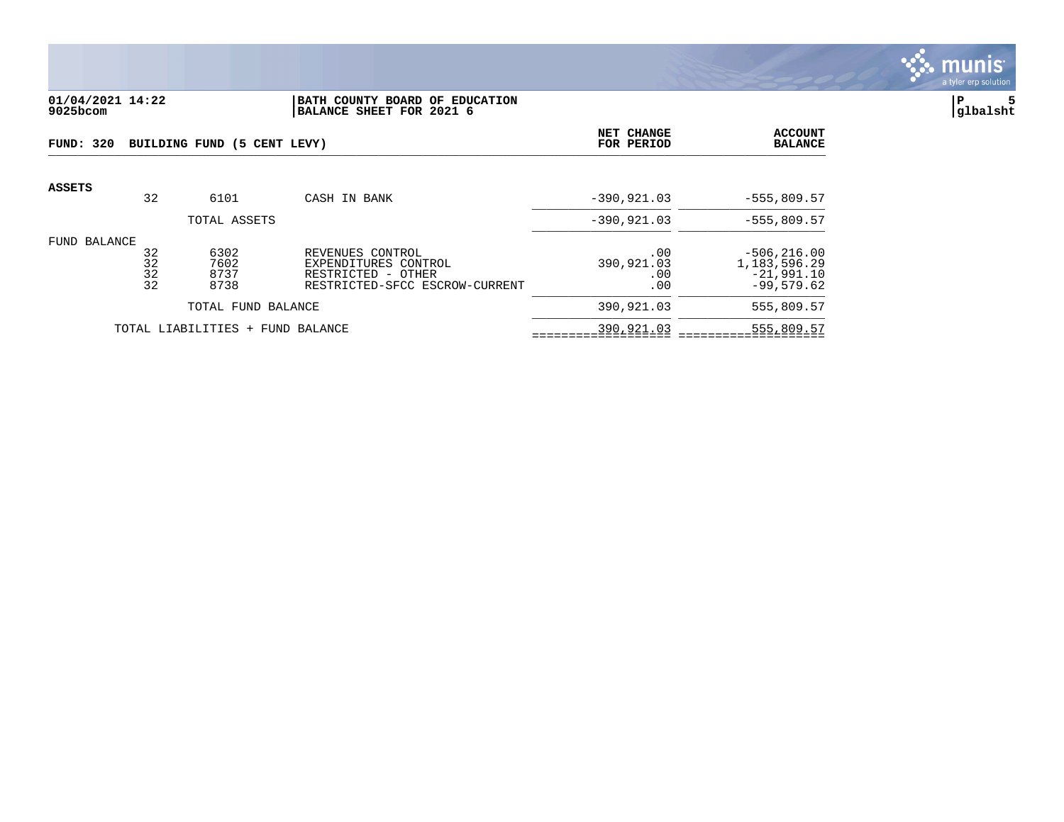**01/04/2021 14:22**
**9025bcom**

**BATH COUNTY BOARD OF EDUCATION**
**BALANCE SHEET FOR 2021 6**

**P 5**
**glbalsht**

| **FUND: 320 BUILDING FUND (5 CENT LEVY)** | | | | **NET CHANGE FOR PERIOD** | **ACCOUNT BALANCE** |
|---|---|---|---|---|---|
| **ASSETS** | | | | | |
| | 32 | 6101 | CASH IN BANK | -390,921.03 | -555,809.57 |
| | | TOTAL ASSETS | | -390,921.03 | -555,809.57 |
| FUND BALANCE | | | | | |
| | 32 | 6302 | REVENUES CONTROL | .00 | -506,216.00 |
| | 32 | 7602 | EXPENDITURES CONTROL | 390,921.03 | 1,183,596.29 |
| | 32 | 8737 | RESTRICTED - OTHER | .00 | -21,991.10 |
| | 32 | 8738 | RESTRICTED-SFCC ESCROW-CURRENT | .00 | -99,579.62 |
| | | TOTAL FUND BALANCE | | 390,921.03 | 555,809.57 |
| | TOTAL LIABILITIES + FUND BALANCE | | | 390,921.03 | 555,809.57 |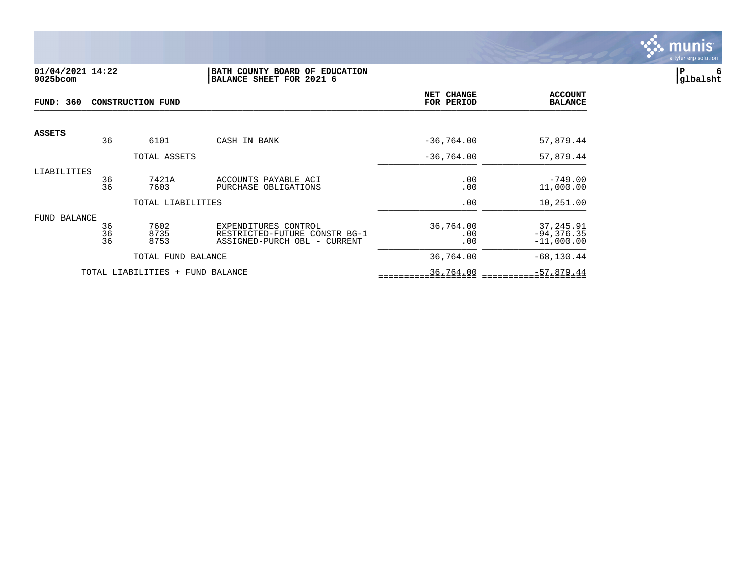**01/04/2021 14:22**
**9025bcom**

**BATH COUNTY BOARD OF EDUCATION**
**BALANCE SHEET FOR 2021 6**

**P 6**
**glbalsht**

**FUND: 360 CONSTRUCTION FUND**

| | | | | NET CHANGE FOR PERIOD | ACCOUNT BALANCE |
|---|---|---|---|---|---|
| **ASSETS** | | | | | |
| | 36 | 6101 | CASH IN BANK | -36,764.00 | 57,879.44 |
| | | TOTAL ASSETS | | -36,764.00 | 57,879.44 |
| LIABILITIES | | | | | |
| | 36 | 7421A | ACCOUNTS PAYABLE ACI | .00 | -749.00 |
| | 36 | 7603 | PURCHASE OBLIGATIONS | .00 | 11,000.00 |
| | | TOTAL LIABILITIES | | .00 | 10,251.00 |
| FUND BALANCE | | | | | |
| | 36 | 7602 | EXPENDITURES CONTROL | 36,764.00 | 37,245.91 |
| | 36 | 8735 | RESTRICTED-FUTURE CONSTR BG-1 | .00 | -94,376.35 |
| | 36 | 8753 | ASSIGNED-PURCH OBL - CURRENT | .00 | -11,000.00 |
| | | TOTAL FUND BALANCE | | 36,764.00 | -68,130.44 |
| | TOTAL LIABILITIES + FUND BALANCE | | | 36,764.00 | -57,879.44 |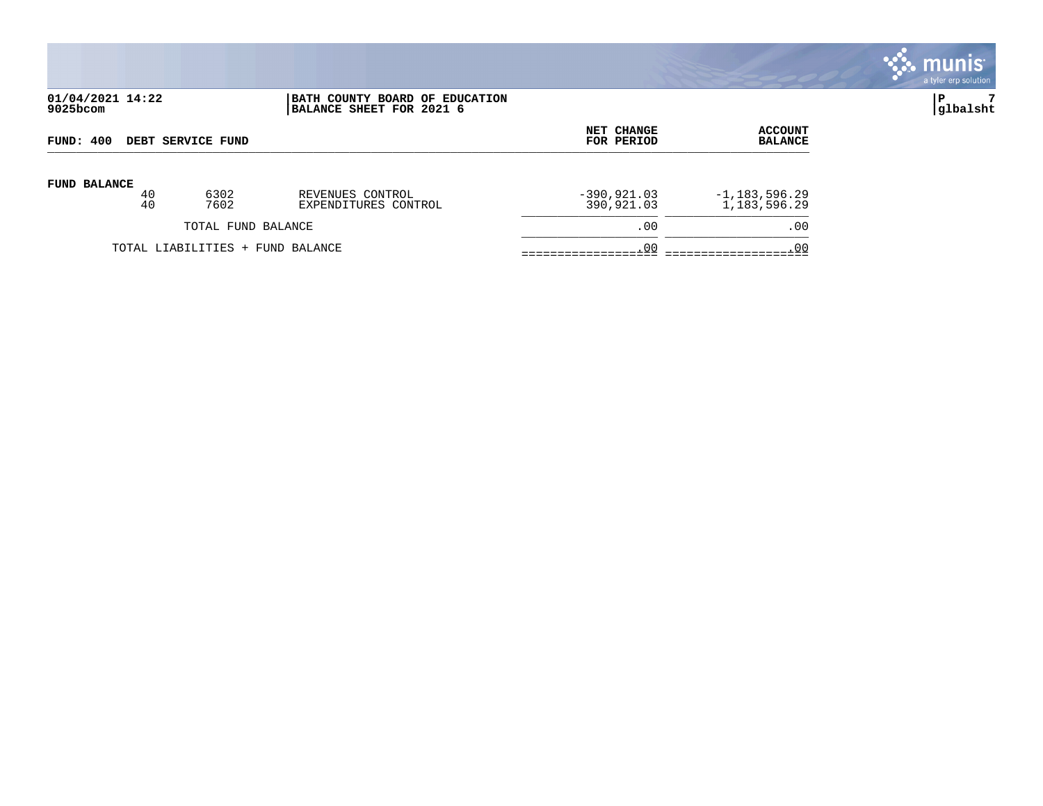01/04/2021 14:22
9025bcom

BATH COUNTY BOARD OF EDUCATION
BALANCE SHEET FOR 2021 6

P 7
glbalsht

**FUND: 400 DEBT SERVICE FUND**

| | | | | NET CHANGE FOR PERIOD | ACCOUNT BALANCE |
|---|---|---|---|---|---|
| **FUND BALANCE** | | | | | |
| | 40 | 6302 | REVENUES CONTROL | -390,921.03 | -1,183,596.29 |
| | 40 | 7602 | EXPENDITURES CONTROL | 390,921.03 | 1,183,596.29 |
| | TOTAL FUND BALANCE | | | .00 | .00 |
| | TOTAL LIABILITIES + FUND BALANCE | | | .00 | .00 |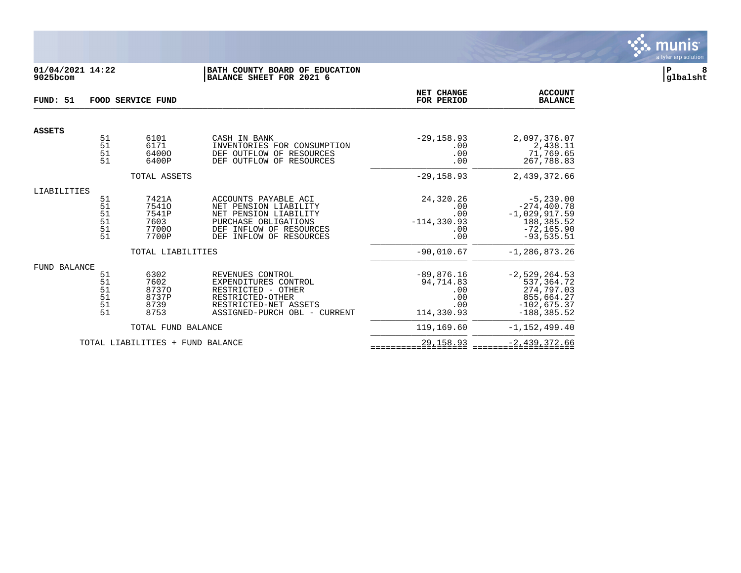**01/04/2021 14:22**
**9025bcom**

**BATH COUNTY BOARD OF EDUCATION**
**BALANCE SHEET FOR 2021 6**

**P 8**
**glbalsht**

| FUND: 51 | FOOD SERVICE FUND | | | NET CHANGE FOR PERIOD | ACCOUNT BALANCE |
|---|---|---|---|---|---|
| **ASSETS** | | | | | |
| | 51 | 6101 | CASH IN BANK | -29,158.93 | 2,097,376.07 |
| | 51 | 6171 | INVENTORIES FOR CONSUMPTION | .00 | 2,438.11 |
| | 51 | 6400O | DEF OUTFLOW OF RESOURCES | .00 | 71,769.65 |
| | 51 | 6400P | DEF OUTFLOW OF RESOURCES | .00 | 267,788.83 |
| | | TOTAL ASSETS | | -29,158.93 | 2,439,372.66 |
| LIABILITIES | | | | | |
| | 51 | 7421A | ACCOUNTS PAYABLE ACI | 24,320.26 | -5,239.00 |
| | 51 | 7541O | NET PENSION LIABILITY | .00 | -274,400.78 |
| | 51 | 7541P | NET PENSION LIABILITY | .00 | -1,029,917.59 |
| | 51 | 7603 | PURCHASE OBLIGATIONS | -114,330.93 | 188,385.52 |
| | 51 | 7700O | DEF INFLOW OF RESOURCES | .00 | -72,165.90 |
| | 51 | 7700P | DEF INFLOW OF RESOURCES | .00 | -93,535.51 |
| | | TOTAL LIABILITIES | | -90,010.67 | -1,286,873.26 |
| FUND BALANCE | | | | | |
| | 51 | 6302 | REVENUES CONTROL | -89,876.16 | -2,529,264.53 |
| | 51 | 7602 | EXPENDITURES CONTROL | 94,714.83 | 537,364.72 |
| | 51 | 8737O | RESTRICTED - OTHER | .00 | 274,797.03 |
| | 51 | 8737P | RESTRICTED-OTHER | .00 | 855,664.27 |
| | 51 | 8739 | RESTRICTED-NET ASSETS | .00 | -102,675.37 |
| | 51 | 8753 | ASSIGNED-PURCH OBL - CURRENT | 114,330.93 | -188,385.52 |
| | | TOTAL FUND BALANCE | | 119,169.60 | -1,152,499.40 |
| | TOTAL LIABILITIES + FUND BALANCE | | | 29,158.93 | -2,439,372.66 |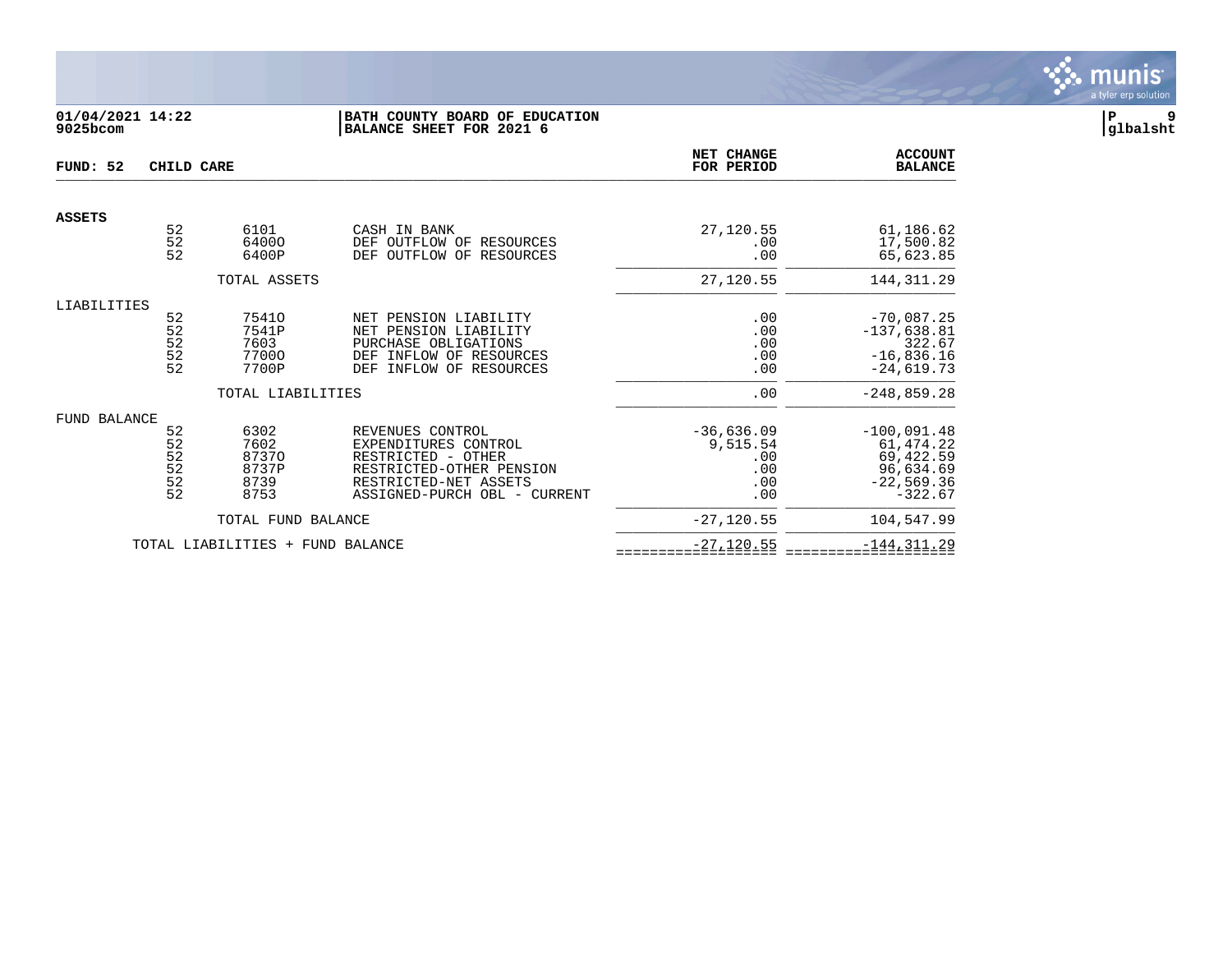**01/04/2021 14:22**
**9025bcom**

**BATH COUNTY BOARD OF EDUCATION**
**BALANCE SHEET FOR 2021 6**

**P 9**
**glbalsht**

| FUND: 52 CHILD CARE | | | | NET CHANGE FOR PERIOD | ACCOUNT BALANCE |
|---|---|---|---|---|---|
| **ASSETS** | | | | | |
| | 52 | 6101 | CASH IN BANK | 27,120.55 | 61,186.62 |
| | 52 | 6400O | DEF OUTFLOW OF RESOURCES | .00 | 17,500.82 |
| | 52 | 6400P | DEF OUTFLOW OF RESOURCES | .00 | 65,623.85 |
| | | TOTAL ASSETS | | 27,120.55 | 144,311.29 |
| LIABILITIES | | | | | |
| | 52 | 7541O | NET PENSION LIABILITY | .00 | -70,087.25 |
| | 52 | 7541P | NET PENSION LIABILITY | .00 | -137,638.81 |
| | 52 | 7603 | PURCHASE OBLIGATIONS | .00 | 322.67 |
| | 52 | 7700O | DEF INFLOW OF RESOURCES | .00 | -16,836.16 |
| | 52 | 7700P | DEF INFLOW OF RESOURCES | .00 | -24,619.73 |
| | | TOTAL LIABILITIES | | .00 | -248,859.28 |
| FUND BALANCE | | | | | |
| | 52 | 6302 | REVENUES CONTROL | -36,636.09 | -100,091.48 |
| | 52 | 7602 | EXPENDITURES CONTROL | 9,515.54 | 61,474.22 |
| | 52 | 8737O | RESTRICTED - OTHER | .00 | 69,422.59 |
| | 52 | 8737P | RESTRICTED-OTHER PENSION | .00 | 96,634.69 |
| | 52 | 8739 | RESTRICTED-NET ASSETS | .00 | -22,569.36 |
| | 52 | 8753 | ASSIGNED-PURCH OBL - CURRENT | .00 | -322.67 |
| | | TOTAL FUND BALANCE | | -27,120.55 | 104,547.99 |
| | TOTAL LIABILITIES + FUND BALANCE | | | -27,120.55 | -144,311.29 |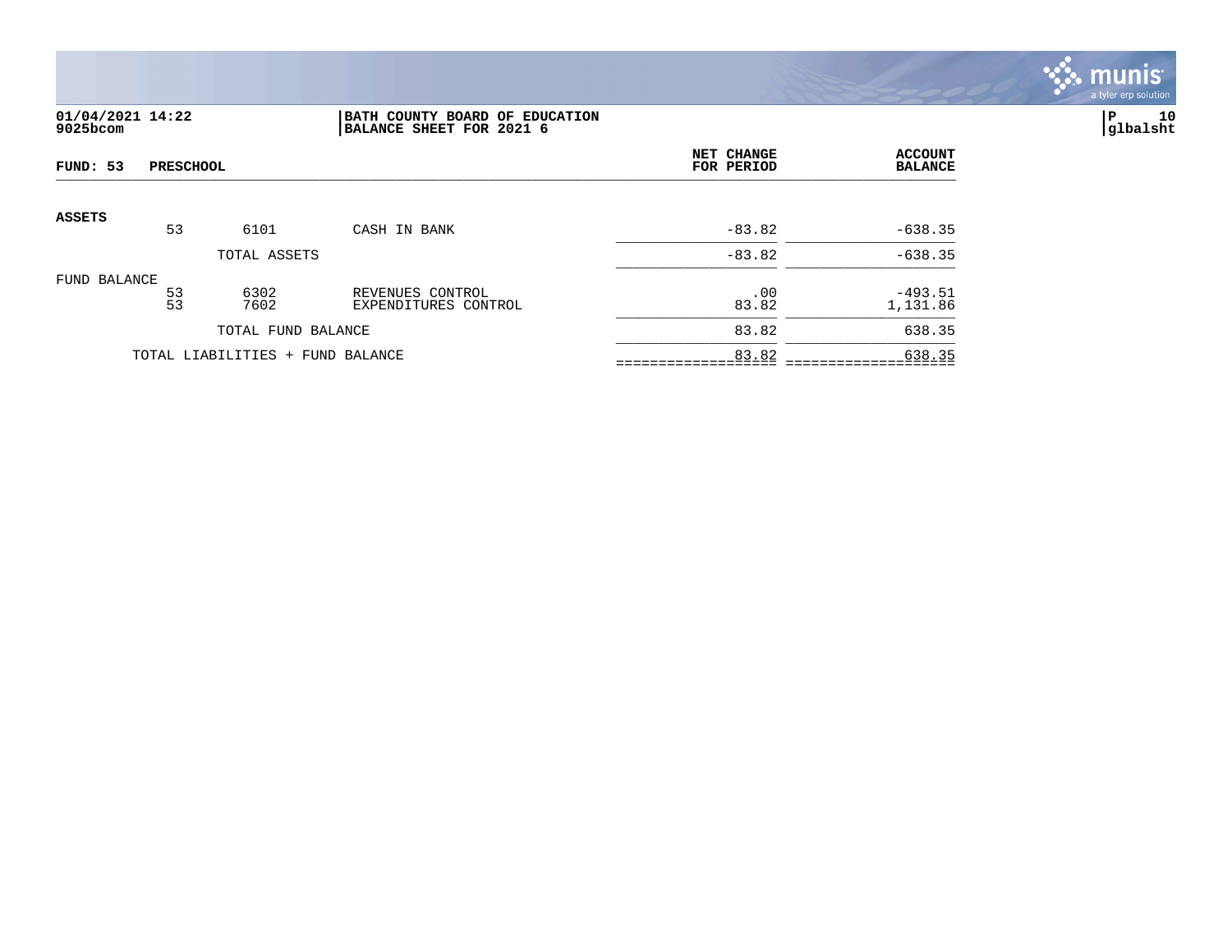**01/04/2021 14:22**
**9025bcom**

**BATH COUNTY BOARD OF EDUCATION**
**BALANCE SHEET FOR 2021 6**

**P 10**
**glbalsht**

**FUND: 53 PRESCHOOL**

| | Fund | Account | Description | NET CHANGE FOR PERIOD | ACCOUNT BALANCE |
|---|---|---|---|---|---|
| **ASSETS** | | | | | |
| | 53 | 6101 | CASH IN BANK | -83.82 | -638.35 |
| | | TOTAL ASSETS | | -83.82 | -638.35 |
| FUND BALANCE | | | | | |
| | 53 | 6302 | REVENUES CONTROL | .00 | -493.51 |
| | 53 | 7602 | EXPENDITURES CONTROL | 83.82 | 1,131.86 |
| | | TOTAL FUND BALANCE | | 83.82 | 638.35 |
| | TOTAL LIABILITIES + FUND BALANCE | | | 83.82 | 638.35 |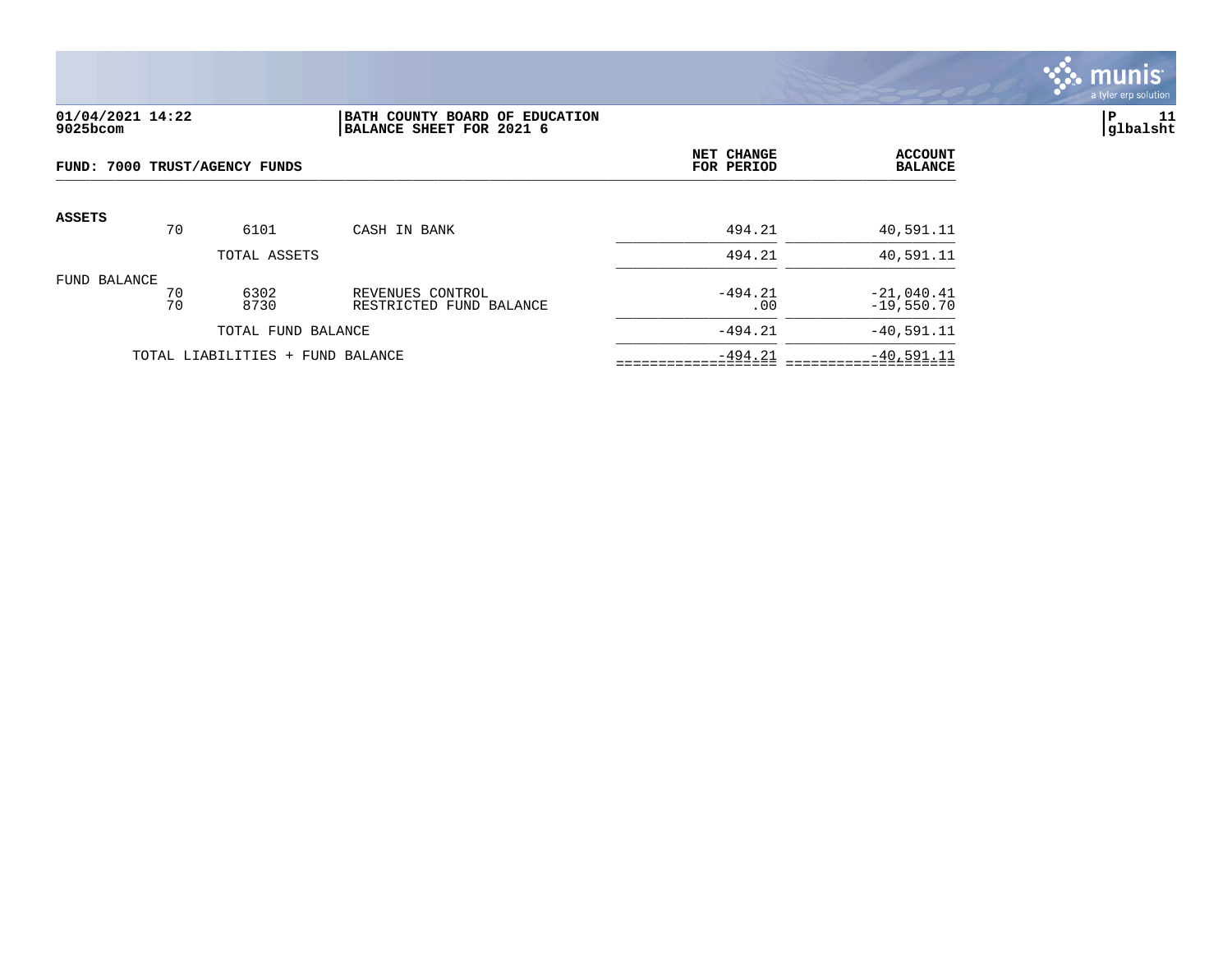**01/04/2021 14:22**
**9025bcom**

**BATH COUNTY BOARD OF EDUCATION**
**BALANCE SHEET FOR 2021 6**

**P 11**
**glbalsht**

**FUND: 7000 TRUST/AGENCY FUNDS**

| | | | | NET CHANGE FOR PERIOD | ACCOUNT BALANCE |
|---|---|---|---|---|---|
| **ASSETS** | 70 | 6101 | CASH IN BANK | 494.21 | 40,591.11 |
| | | TOTAL ASSETS | | 494.21 | 40,591.11 |
| FUND BALANCE | 70 | 6302 | REVENUES CONTROL | -494.21 | -21,040.41 |
| | 70 | 8730 | RESTRICTED FUND BALANCE | .00 | -19,550.70 |
| | | TOTAL FUND BALANCE | | -494.21 | -40,591.11 |
| | TOTAL LIABILITIES + FUND BALANCE | | | -494.21 | -40,591.11 |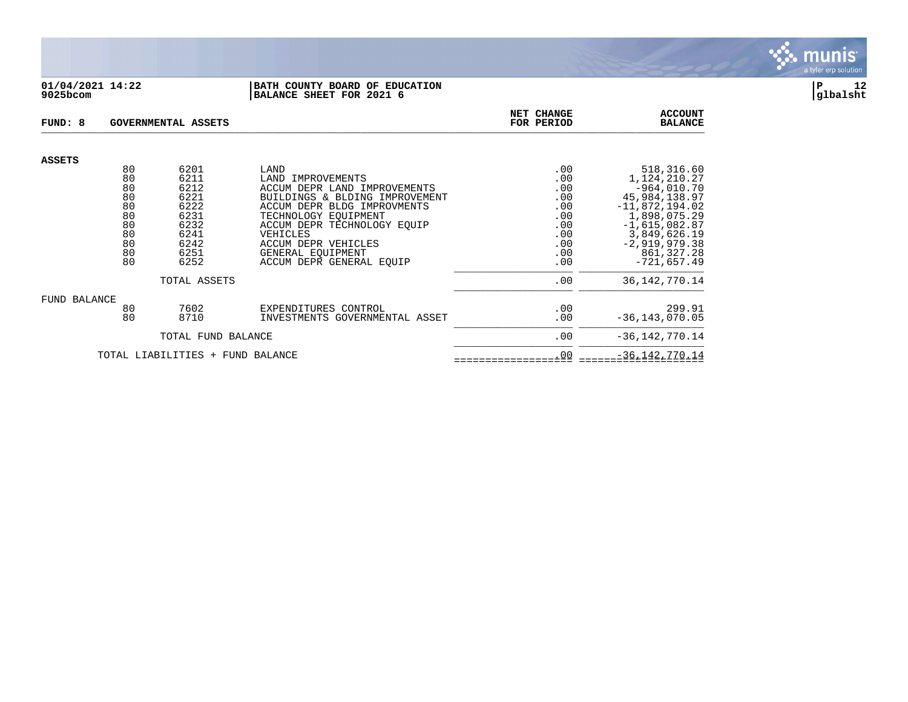**01/04/2021 14:22**
**9025bcom**

**BATH COUNTY BOARD OF EDUCATION**
**BALANCE SHEET FOR 2021 6**

**P 12**
**glbalsht**

| FUND: 8 | GOVERNMENTAL ASSETS | | NET CHANGE FOR PERIOD | ACCOUNT BALANCE |
|---|---|---|---|---|
| **ASSETS** | | | | |
| 80 | 6201 | LAND | .00 | 518,316.60 |
| 80 | 6211 | LAND IMPROVEMENTS | .00 | 1,124,210.27 |
| 80 | 6212 | ACCUM DEPR LAND IMPROVEMENTS | .00 | -964,010.70 |
| 80 | 6221 | BUILDINGS & BLDING IMPROVEMENT | .00 | 45,984,138.97 |
| 80 | 6222 | ACCUM DEPR BLDG IMPROVMENTS | .00 | -11,872,194.02 |
| 80 | 6231 | TECHNOLOGY EQUIPMENT | .00 | 1,898,075.29 |
| 80 | 6232 | ACCUM DEPR TECHNOLOGY EQUIP | .00 | -1,615,082.87 |
| 80 | 6241 | VEHICLES | .00 | 3,849,626.19 |
| 80 | 6242 | ACCUM DEPR VEHICLES | .00 | -2,919,979.38 |
| 80 | 6251 | GENERAL EQUIPMENT | .00 | 861,327.28 |
| 80 | 6252 | ACCUM DEPR GENERAL EQUIP | .00 | -721,657.49 |
| | TOTAL ASSETS | | .00 | 36,142,770.14 |
| FUND BALANCE | | | | |
| 80 | 7602 | EXPENDITURES CONTROL | .00 | 299.91 |
| 80 | 8710 | INVESTMENTS GOVERNMENTAL ASSET | .00 | -36,143,070.05 |
| | TOTAL FUND BALANCE | | .00 | -36,142,770.14 |
| | TOTAL LIABILITIES + FUND BALANCE | | .00 | -36,142,770.14 |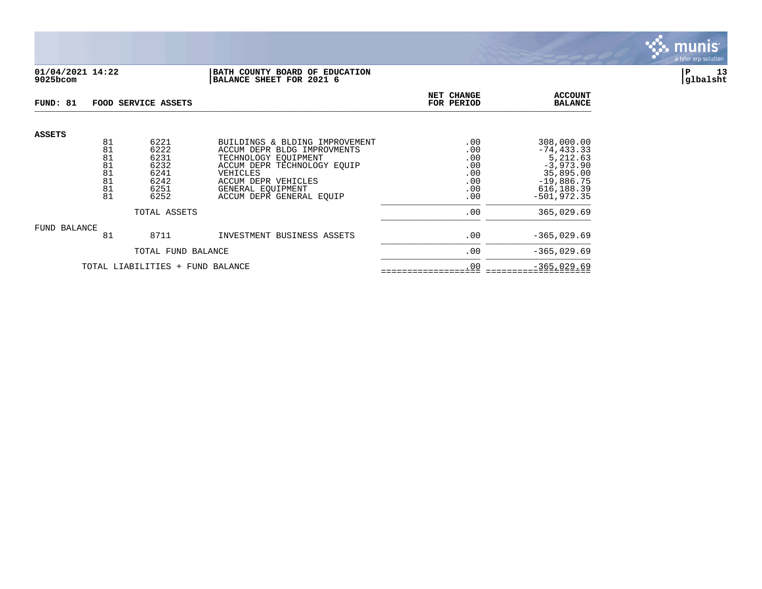01/04/2021 14:22 **BATH COUNTY BOARD OF EDUCATION**
9025bcom **BALANCE SHEET FOR 2021 6**

P 13
glbalsht

| FUND: 81 | FOOD SERVICE ASSETS | | | NET CHANGE FOR PERIOD | ACCOUNT BALANCE |
|---|---|---|---|---|---|
| **ASSETS** | | | | | |
| | 81 | 6221 | BUILDINGS & BLDING IMPROVEMENT | .00 | 308,000.00 |
| | 81 | 6222 | ACCUM DEPR BLDG IMPROVMENTS | .00 | -74,433.33 |
| | 81 | 6231 | TECHNOLOGY EQUIPMENT | .00 | 5,212.63 |
| | 81 | 6232 | ACCUM DEPR TECHNOLOGY EQUIP | .00 | -3,973.90 |
| | 81 | 6241 | VEHICLES | .00 | 35,895.00 |
| | 81 | 6242 | ACCUM DEPR VEHICLES | .00 | -19,886.75 |
| | 81 | 6251 | GENERAL EQUIPMENT | .00 | 616,188.39 |
| | 81 | 6252 | ACCUM DEPR GENERAL EQUIP | .00 | -501,972.35 |
| | | TOTAL ASSETS | | .00 | 365,029.69 |
| FUND BALANCE | | | | | |
| | 81 | 8711 | INVESTMENT BUSINESS ASSETS | .00 | -365,029.69 |
| | | TOTAL FUND BALANCE | | .00 | -365,029.69 |
| | TOTAL LIABILITIES + FUND BALANCE | | | .00 | -365,029.69 |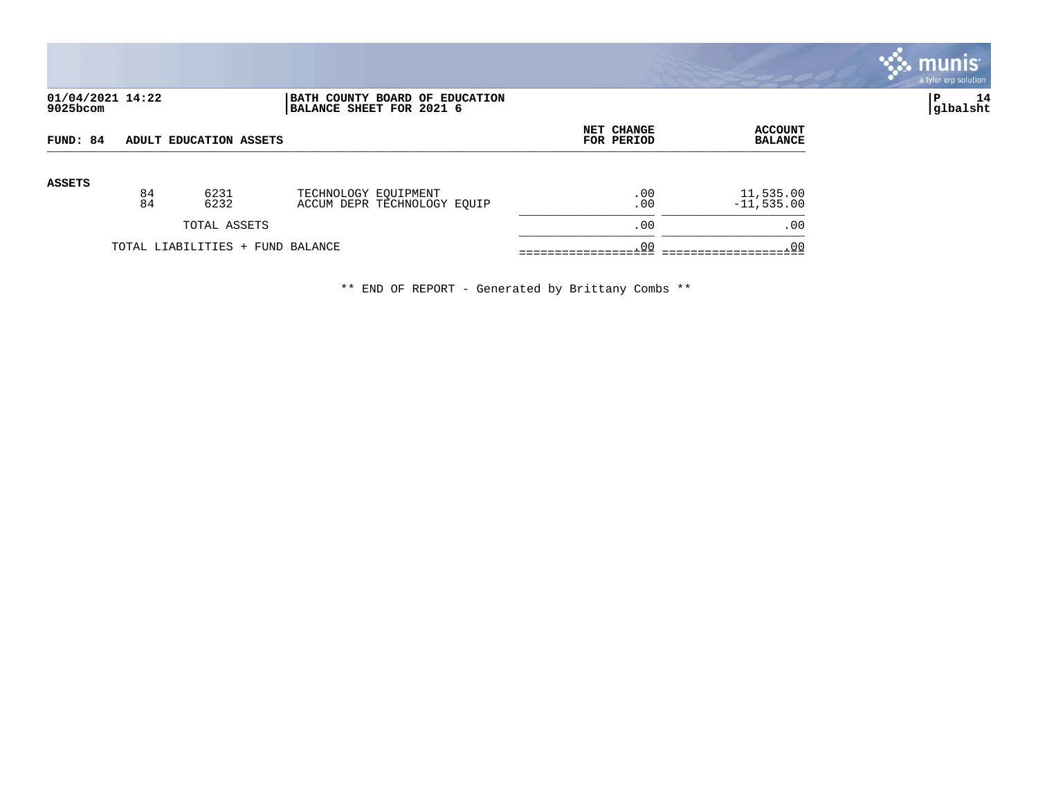**01/04/2021 14:22**
**9025bcom**

**BATH COUNTY BOARD OF EDUCATION**
**BALANCE SHEET FOR 2021 6**

**P 14**
**glbalsht**

| **FUND: 84** | **ADULT EDUCATION ASSETS** | | **NET CHANGE FOR PERIOD** | **ACCOUNT BALANCE** |
|---|---|---|---|---|
| **ASSETS** | | | | |
| 84 | 6231 | TECHNOLOGY EQUIPMENT | .00 | 11,535.00 |
| 84 | 6232 | ACCUM DEPR TECHNOLOGY EQUIP | .00 | -11,535.00 |
| | TOTAL ASSETS | | .00 | .00 |
| | TOTAL LIABILITIES + FUND BALANCE | | .00 | .00 |

** END OF REPORT - Generated by Brittany Combs **